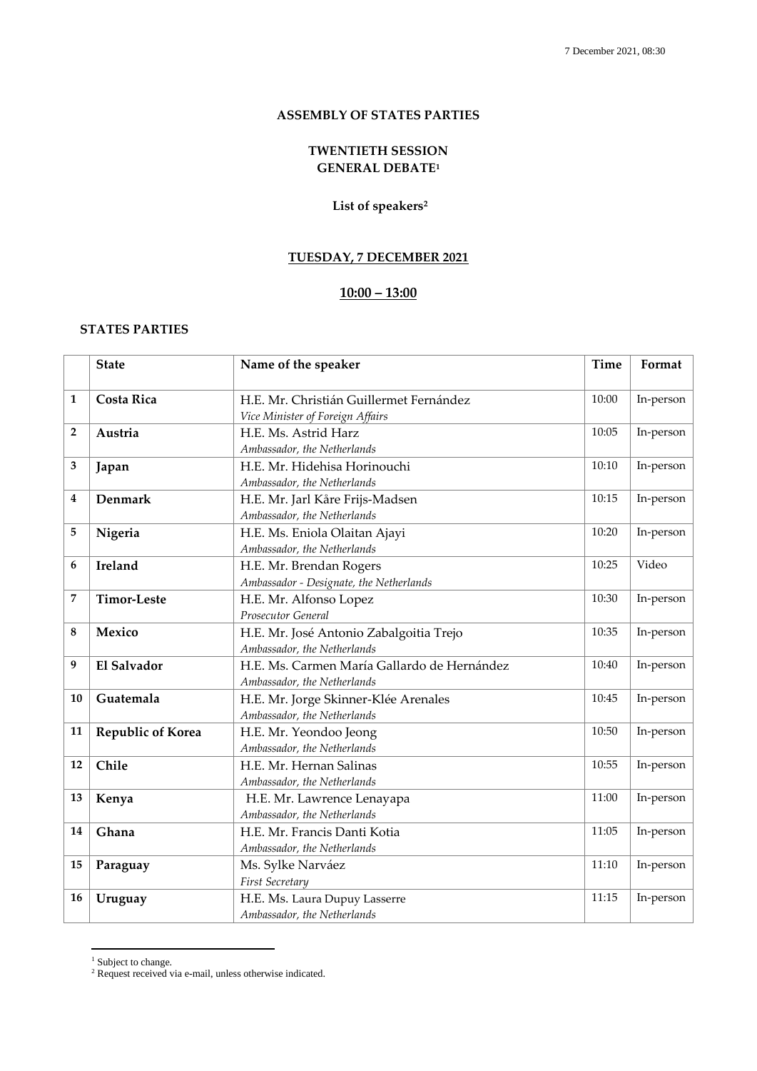7 December 2021, 08:30

## ASSEMBLY OF STATES PARTIES

## TWENTIETH SESSION
## GENERAL DEBATE[1]

### List of speakers[2]

### TUESDAY, 7 DECEMBER 2021

### 10:00 – 13:00

**STATES PARTIES**

| | State | Name of the speaker | Time | Format |
|---|---|---|---|---|
| **1** | **Costa Rica** | H.E. Mr. Christián Guillermet Fernández<br>*Vice Minister of Foreign Affairs* | 10:00 | In-person |
| **2** | **Austria** | H.E. Ms. Astrid Harz<br>*Ambassador, the Netherlands* | 10:05 | In-person |
| **3** | **Japan** | H.E. Mr. Hidehisa Horinouchi<br>*Ambassador, the Netherlands* | 10:10 | In-person |
| **4** | **Denmark** | H.E. Mr. Jarl Kåre Frijs-Madsen<br>*Ambassador, the Netherlands* | 10:15 | In-person |
| **5** | **Nigeria** | H.E. Ms. Eniola Olaitan Ajayi<br>*Ambassador, the Netherlands* | 10:20 | In-person |
| **6** | **Ireland** | H.E. Mr. Brendan Rogers<br>*Ambassador - Designate, the Netherlands* | 10:25 | Video |
| **7** | **Timor-Leste** | H.E. Mr. Alfonso Lopez<br>*Prosecutor General* | 10:30 | In-person |
| **8** | **Mexico** | H.E. Mr. José Antonio Zabalgoitia Trejo<br>*Ambassador, the Netherlands* | 10:35 | In-person |
| **9** | **El Salvador** | H.E. Ms. Carmen María Gallardo de Hernández<br>*Ambassador, the Netherlands* | 10:40 | In-person |
| **10** | **Guatemala** | H.E. Mr. Jorge Skinner-Klée Arenales<br>*Ambassador, the Netherlands* | 10:45 | In-person |
| **11** | **Republic of Korea** | H.E. Mr. Yeondoo Jeong<br>*Ambassador, the Netherlands* | 10:50 | In-person |
| **12** | **Chile** | H.E. Mr. Hernan Salinas<br>*Ambassador, the Netherlands* | 10:55 | In-person |
| **13** | **Kenya** | H.E. Mr. Lawrence Lenayapa<br>*Ambassador, the Netherlands* | 11:00 | In-person |
| **14** | **Ghana** | H.E. Mr. Francis Danti Kotia<br>*Ambassador, the Netherlands* | 11:05 | In-person |
| **15** | **Paraguay** | Ms. Sylke Narváez<br>*First Secretary* | 11:10 | In-person |
| **16** | **Uruguay** | H.E. Ms. Laura Dupuy Lasserre<br>*Ambassador, the Netherlands* | 11:15 | In-person |

[1] Subject to change.
[2] Request received via e-mail, unless otherwise indicated.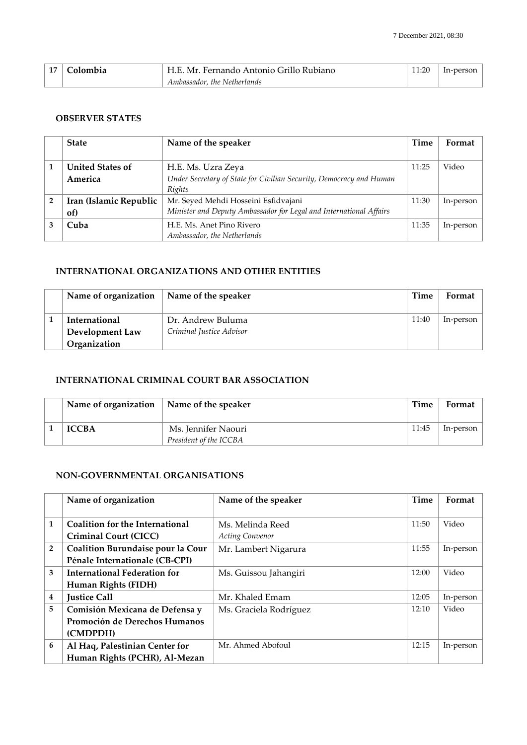| 17 | Colombia | H.E. Mr. Fernando Antonio Grillo Rubiano<br>*Ambassador, the Netherlands* | 11:20 | In-person |
|---|---|---|---|---|

#### OBSERVER STATES

| | State | Name of the speaker | Time | Format |
|---|---|---|---|---|
| 1 | **United States of America** | H.E. Ms. Uzra Zeya<br>*Under Secretary of State for Civilian Security, Democracy and Human Rights* | 11:25 | Video |
| 2 | **Iran (Islamic Republic of)** | Mr. Seyed Mehdi Hosseini Esfidvajani<br>*Minister and Deputy Ambassador for Legal and International Affairs* | 11:30 | In-person |
| 3 | **Cuba** | H.E. Ms. Anet Pino Rivero<br>*Ambassador, the Netherlands* | 11:35 | In-person |

#### INTERNATIONAL ORGANIZATIONS AND OTHER ENTITIES

| | Name of organization | Name of the speaker | Time | Format |
|---|---|---|---|---|
| 1 | **International Development Law Organization** | Dr. Andrew Buluma<br>*Criminal Justice Advisor* | 11:40 | In-person |

#### INTERNATIONAL CRIMINAL COURT BAR ASSOCIATION

| | Name of organization | Name of the speaker | Time | Format |
|---|---|---|---|---|
| 1 | **ICCBA** | Ms. Jennifer Naouri<br>*President of the ICCBA* | 11:45 | In-person |

#### NON-GOVERNMENTAL ORGANISATIONS

| | Name of organization | Name of the speaker | Time | Format |
|---|---|---|---|---|
| 1 | **Coalition for the International Criminal Court (CICC)** | Ms. Melinda Reed<br>*Acting Convenor* | 11:50 | Video |
| 2 | **Coalition Burundaise pour la Cour Pénale Internationale (CB-CPI)** | Mr. Lambert Nigarura | 11:55 | In-person |
| 3 | **International Federation for Human Rights (FIDH)** | Ms. Guissou Jahangiri | 12:00 | Video |
| 4 | **Justice Call** | Mr. Khaled Emam | 12:05 | In-person |
| 5 | **Comisión Mexicana de Defensa y Promoción de Derechos Humanos (CMDPDH)** | Ms. Graciela Rodríguez | 12:10 | Video |
| 6 | **Al Haq, Palestinian Center for Human Rights (PCHR), Al-Mezan** | Mr. Ahmed Abofoul | 12:15 | In-person |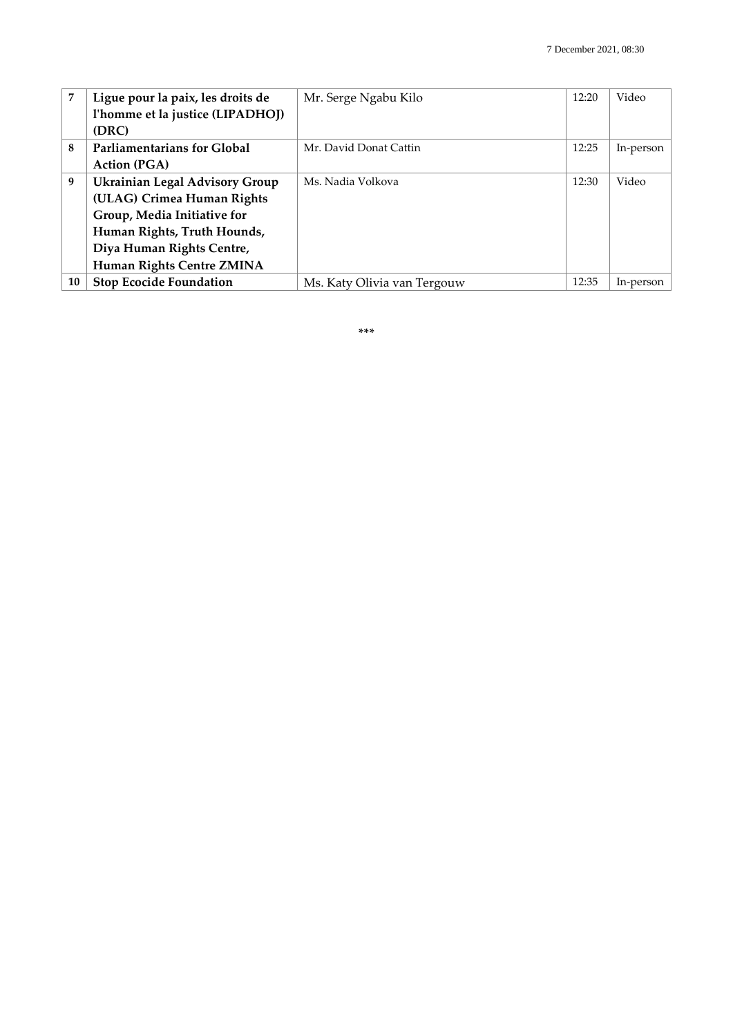| | | | | |
|---|---|---|---|---|
| **7** | **Ligue pour la paix, les droits de l'homme et la justice (LIPADHOJ) (DRC)** | Mr. Serge Ngabu Kilo | 12:20 | Video |
| **8** | **Parliamentarians for Global Action (PGA)** | Mr. David Donat Cattin | 12:25 | In-person |
| **9** | **Ukrainian Legal Advisory Group (ULAG) Crimea Human Rights Group, Media Initiative for Human Rights, Truth Hounds, Diya Human Rights Centre, Human Rights Centre ZMINA** | Ms. Nadia Volkova | 12:30 | Video |
| **10** | **Stop Ecocide Foundation** | Ms. Katy Olivia van Tergouw | 12:35 | In-person |

\*\*\*